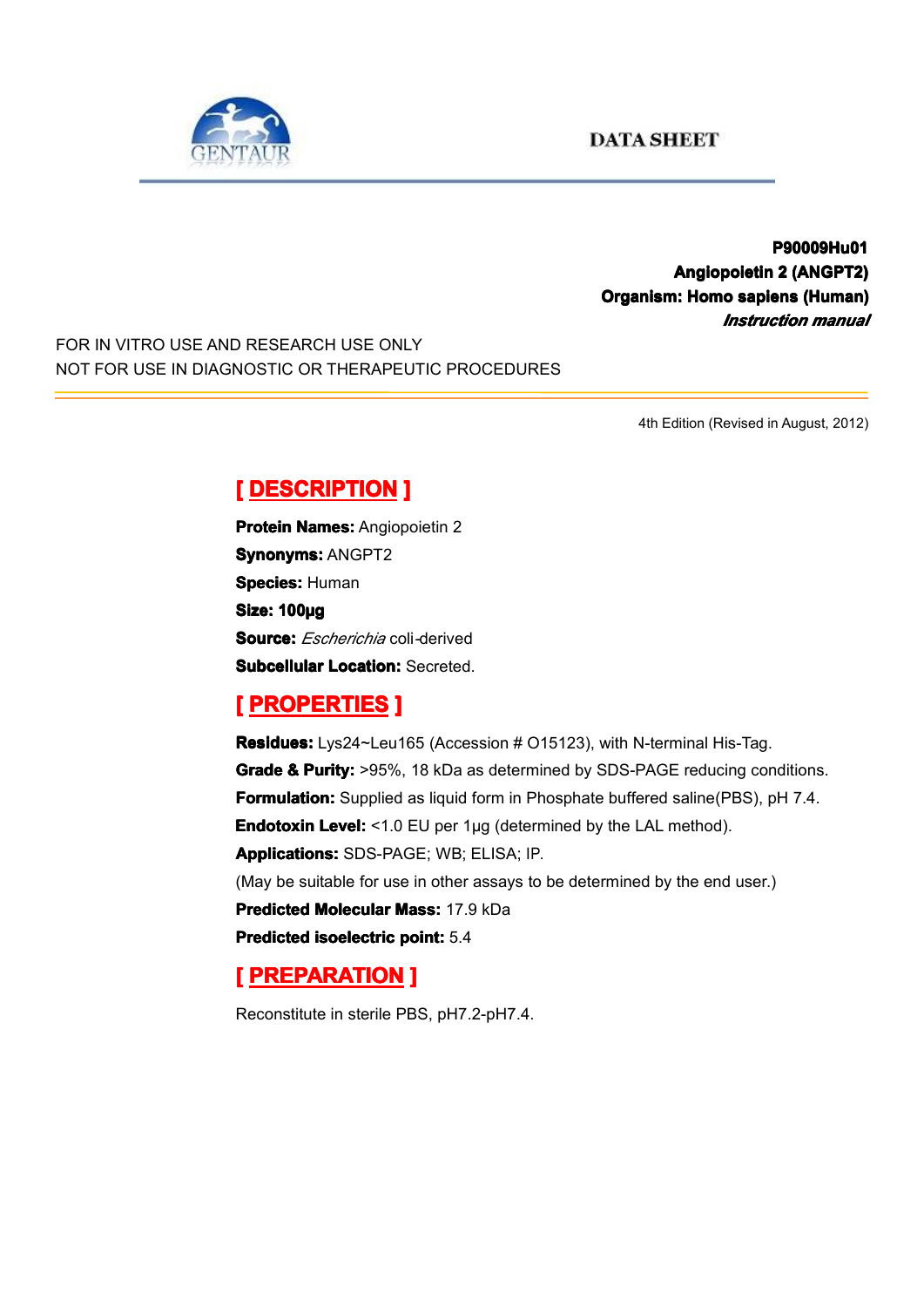DATA SHEET

**P90009Hu01**
**Angiopoietin 2 (ANGPT2)**
**Organism: Homo sapiens (Human)**
***Instruction manual***

FOR IN VITRO USE AND RESEARCH USE ONLY
NOT FOR USE IN DIAGNOSTIC OR THERAPEUTIC PROCEDURES

4th Edition (Revised in August, 2012)

## [ DESCRIPTION ]

**Protein Names:** Angiopoietin 2
**Synonyms:** ANGPT2
**Species:** Human
**Size: 100µg**
**Source:** *Escherichia* coli-derived
**Subcellular Location:** Secreted.

## [ PROPERTIES ]

**Residues:** Lys24~Leu165 (Accession # O15123), with N-terminal His-Tag.
**Grade & Purity:** >95%, 18 kDa as determined by SDS-PAGE reducing conditions.
**Formulation:** Supplied as liquid form in Phosphate buffered saline(PBS), pH 7.4.
**Endotoxin Level:** <1.0 EU per 1µg (determined by the LAL method).
**Applications:** SDS-PAGE; WB; ELISA; IP.
(May be suitable for use in other assays to be determined by the end user.)
**Predicted Molecular Mass:** 17.9 kDa
**Predicted isoelectric point:** 5.4

## [ PREPARATION ]

Reconstitute in sterile PBS, pH7.2-pH7.4.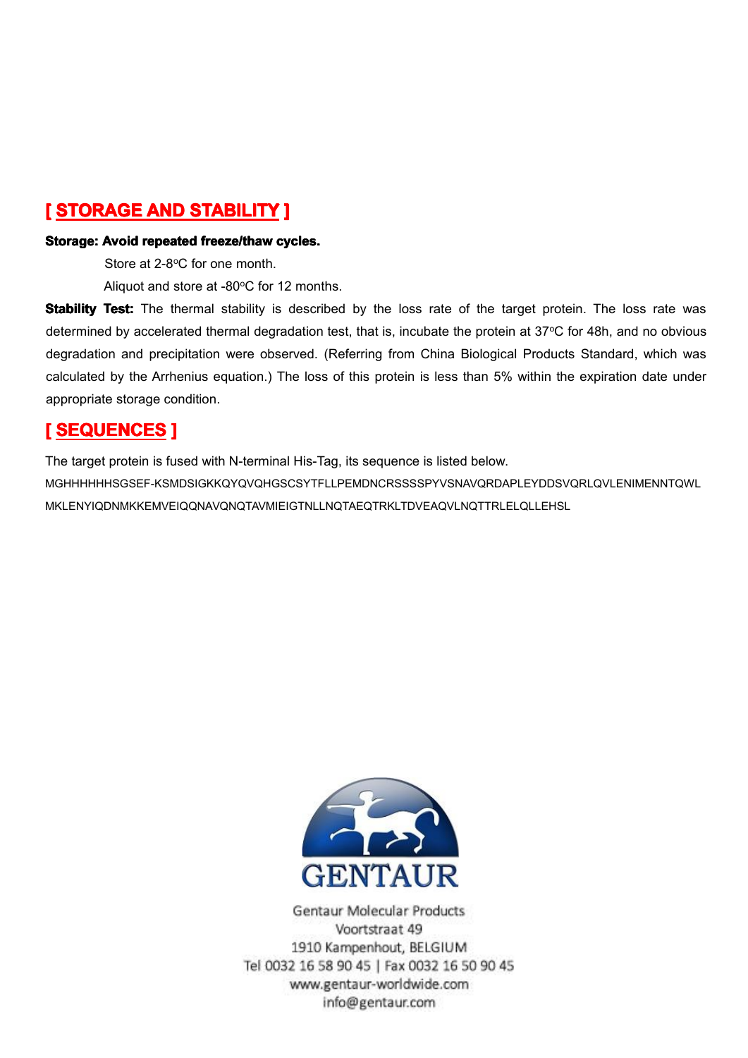## [ STORAGE AND STABILITY ]

**Storage: Avoid repeated freeze/thaw cycles.**

Store at 2-8°C for one month.

Aliquot and store at -80°C for 12 months.

**Stability Test:** The thermal stability is described by the loss rate of the target protein. The loss rate was determined by accelerated thermal degradation test, that is, incubate the protein at 37°C for 48h, and no obvious degradation and precipitation were observed. (Referring from China Biological Products Standard, which was calculated by the Arrhenius equation.) The loss of this protein is less than 5% within the expiration date under appropriate storage condition.

## [ SEQUENCES ]

The target protein is fused with N-terminal His-Tag, its sequence is listed below.

MGHHHHHHSGSEF-KSMDSIGKKQYQVQHGSCSYTFLLPEMDNCRSSSSPYVSNAVQRDAPLEYDDSVQRLQVLENIMENNTQWL
MKLENYIQDNMKKEMVEIQQNAVQNQTAVMIEIGTNLLNQTAEQTRKLTDVEAQVLNQTTRLELQLLEHSL

GENTAUR

Gentaur Molecular Products
Voortstraat 49
1910 Kampenhout, BELGIUM
Tel 0032 16 58 90 45 | Fax 0032 16 50 90 45
www.gentaur-worldwide.com
info@gentaur.com